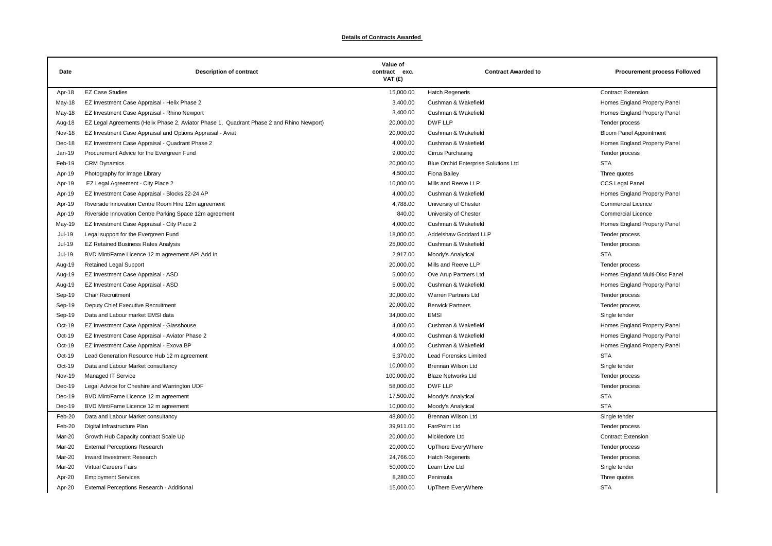**Details of Contracts Awarded**

| Date | Description of contract | Value of contract exc. VAT (£) | Contract Awarded to | Procurement process Followed |
|---|---|---|---|---|
| Apr-18 | EZ Case Studies | 15,000.00 | Hatch Regeneris | Contract Extension |
| May-18 | EZ Investment Case Appraisal - Helix Phase 2 | 3,400.00 | Cushman & Wakefield | Homes England Property Panel |
| May-18 | EZ Investment Case Appraisal - Rhino Newport | 3,400.00 | Cushman & Wakefield | Homes England Property Panel |
| Aug-18 | EZ Legal Agreements (Helix Phase 2, Aviator Phase 1, Quadrant Phase 2 and Rhino Newport) | 20,000.00 | DWF LLP | Tender process |
| Nov-18 | EZ Investment Case Appraisal and Options Appraisal - Aviat | 20,000.00 | Cushman & Wakefield | Bloom Panel Appointment |
| Dec-18 | EZ Investment Case Appraisal - Quadrant Phase 2 | 4,000.00 | Cushman & Wakefield | Homes England Property Panel |
| Jan-19 | Procurement Advice for the Evergreen Fund | 9,000.00 | Cirrus Purchasing | Tender process |
| Feb-19 | CRM Dynamics | 20,000.00 | Blue Orchid Enterprise Solutions Ltd | STA |
| Apr-19 | Photography for Image Library | 4,500.00 | Fiona Bailey | Three quotes |
| Apr-19 | EZ Legal Agreement - City Place 2 | 10,000.00 | Mills and Reeve LLP | CCS Legal Panel |
| Apr-19 | EZ Investment Case Appraisal - Blocks 22-24 AP | 4,000.00 | Cushman & Wakefield | Homes England Property Panel |
| Apr-19 | Riverside Innovation Centre Room Hire 12m agreement | 4,788.00 | University of Chester | Commercial Licence |
| Apr-19 | Riverside Innovation Centre Parking Space 12m agreement | 840.00 | University of Chester | Commercial Licence |
| May-19 | EZ Investment Case Appraisal - City Place 2 | 4,000.00 | Cushman & Wakefield | Homes England Property Panel |
| Jul-19 | Legal support for the Evergreen Fund | 18,000.00 | Addelshaw Goddard LLP | Tender process |
| Jul-19 | EZ Retained Business Rates Analysis | 25,000.00 | Cushman & Wakefield | Tender process |
| Jul-19 | BVD Mint/Fame Licence 12 m agreement API Add In | 2,917.00 | Moody's Analytical | STA |
| Aug-19 | Retained Legal Support | 20,000.00 | Mills and Reeve LLP | Tender process |
| Aug-19 | EZ Investment Case Appraisal - ASD | 5,000.00 | Ove Arup Partners Ltd | Homes England Multi-Disc Panel |
| Aug-19 | EZ Investment Case Appraisal - ASD | 5,000.00 | Cushman & Wakefield | Homes England Property Panel |
| Sep-19 | Chair Recruitment | 30,000.00 | Warren Partners Ltd | Tender process |
| Sep-19 | Deputy Chief Executive Recruitment | 20,000.00 | Berwick Partners | Tender process |
| Sep-19 | Data and Labour market EMSI data | 34,000.00 | EMSI | Single tender |
| Oct-19 | EZ Investment Case Appraisal - Glasshouse | 4,000.00 | Cushman & Wakefield | Homes England Property Panel |
| Oct-19 | EZ Investment Case Appraisal - Aviator Phase 2 | 4,000.00 | Cushman & Wakefield | Homes England Property Panel |
| Oct-19 | EZ Investment Case Appraisal - Exova BP | 4,000.00 | Cushman & Wakefield | Homes England Property Panel |
| Oct-19 | Lead Generation Resource Hub 12 m agreement | 5,370.00 | Lead Forensics Limited | STA |
| Oct-19 | Data and Labour Market consultancy | 10,000.00 | Brennan Wilson Ltd | Single tender |
| Nov-19 | Managed IT Service | 100,000.00 | Blaze Networks Ltd | Tender process |
| Dec-19 | Legal Advice for Cheshire and Warrington UDF | 58,000.00 | DWF LLP | Tender process |
| Dec-19 | BVD Mint/Fame Licence 12 m agreement | 17,500.00 | Moody's Analytical | STA |
| Dec-19 | BVD Mint/Fame Licence 12 m agreement | 10,000.00 | Moody's Analytical | STA |
| Feb-20 | Data and Labour Market consultancy | 48,800.00 | Brennan Wilson Ltd | Single tender |
| Feb-20 | Digital Infrastructure Plan | 39,911.00 | FarrPoint Ltd | Tender process |
| Mar-20 | Growth Hub Capacity contract Scale Up | 20,000.00 | Mickledore Ltd | Contract Extension |
| Mar-20 | External Perceptions Research | 20,000.00 | UpThere EveryWhere | Tender process |
| Mar-20 | Inward Investment Research | 24,766.00 | Hatch Regeneris | Tender process |
| Mar-20 | Virtual Careers Fairs | 50,000.00 | Learn Live Ltd | Single tender |
| Apr-20 | Employment Services | 8,280.00 | Peninsula | Three quotes |
| Apr-20 | External Perceptions Research - Additional | 15,000.00 | UpThere EveryWhere | STA |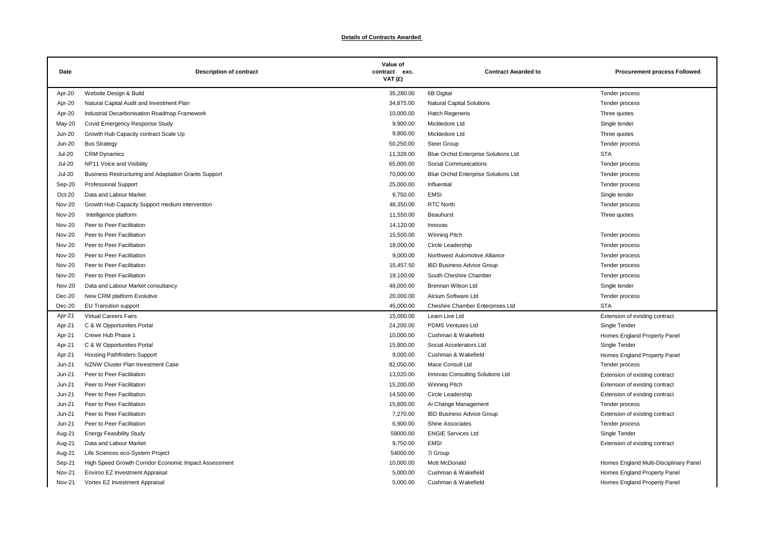**Details of Contracts Awarded**

| Date | Description of contract | Value of contract exc. VAT (£) | Contract Awarded to | Procurement process Followed |
|---|---|---|---|---|
| Apr-20 | Website Design & Build | 35,280.00 | 6B Digital | Tender process |
| Apr-20 | Natural Capital Audit and Investment Plan | 34,875.00 | Natural Capital Solutions | Tender process |
| Apr-20 | Industrial Decarbonisation Roadmap Framework | 10,000.00 | Hatch Regeneris | Three quotes |
| May-20 | Covid Emergency Response Study | 9,900.00 | Mickledore Ltd | Single tender |
| Jun-20 | Growth Hub Capacity contract Scale Up | 9,800.00 | Mickledore Ltd | Three quotes |
| Jun-20 | Bus Strategy | 50,250.00 | Steer Group | Tender process |
| Jul-20 | CRM Dynamics | 11,328.00 | Blue Orchid Enterprise Solutions Ltd | STA |
| Jul-20 | NP11 Voice and Visibility | 65,000.00 | Social Communications | Tender process |
| Jul-20 | Business Restructuring and Adaptation Grants Support | 70,000.00 | Blue Orchid Enterprise Solutions Ltd | Tender process |
| Sep-20 | Professional Support | 25,000.00 | Influential | Tender process |
| Oct-20 | Data and Labour Market | 9,750.00 | EMSI | Single tender |
| Nov-20 | Growth Hub Capacity Support medium intervention | 48,350.00 | RTC North | Tender process |
| Nov-20 | Intelligence platform | 11,550.00 | Beauhurst | Three quotes |
| Nov-20 | Peer to Peer Facilitation | 14,120.00 | Innovas | |
| Nov-20 | Peer to Peer Facilitation | 15,500.00 | Winning Pitch | Tender process |
| Nov-20 | Peer to Peer Facilitation | 18,000.00 | Circle Leadership | Tender process |
| Nov-20 | Peer to Peer Facilitation | 9,000.00 | Northwest Automotive Alliance | Tender process |
| Nov-20 | Peer to Peer Facilitation | 15,457.50 | IBD Business Advice Group | Tender process |
| Nov-20 | Peer to Peer Facilitation | 19,100.00 | South Cheshire Chamber | Tender process |
| Nov-20 | Data and Labour Market consultancy | 48,000.00 | Brennan Wilson Ltd | Single tender |
| Dec-20 | New CRM platform Evolutive | 20,000.00 | Alcium Software Ltd | Tender process |
| Dec-20 | EU Transition support | 45,000.00 | Cheshire Chamber Enterprises Ltd | STA |
| Apr-21 | Virtual Careers Fairs | 15,000.00 | Learn Live Ltd | Extension of existing contract |
| Apr-21 | C & W Opportunities Portal | 24,200.00 | PDMS Ventures Ltd | Single Tender |
| Apr-21 | Crewe Hub Phase 1 | 10,000.00 | Cushman & Wakefield | Homes England Property Panel |
| Apr-21 | C & W Opportunities Portal | 15,900.00 | Social Accelerators Ltd | Single Tender |
| Apr-21 | Housing Pathfinders Support | 9,000.00 | Cushman & Wakefield | Homes England Property Panel |
| Jun-21 | NZNW Cluster Plan Investment Case | 82,050.00 | Mace Consult Ltd | Tender process |
| Jun-21 | Peer to Peer Facilitation | 13,020.00 | Innovas Consulting Solutions Ltd | Extension of existing contract |
| Jun-21 | Peer to Peer Facilitation | 15,200.00 | Winning Pitch | Extension of existing contract |
| Jun-21 | Peer to Peer Facilitation | 14,500.00 | Circle Leadership | Extension of existing contract |
| Jun-21 | Peer to Peer Facilitation | 15,800.00 | Ai Change Management | Tender process |
| Jun-21 | Peer to Peer Facilitation | 7,270.00 | IBD Business Advice Group | Extension of existing contract |
| Jun-21 | Peer to Peer Facilitation | 6,900.00 | Shine Associates | Tender process |
| Aug-21 | Energy Feasibility Study | 59000.00 | ENGIE Services Ltd | Single Tender |
| Aug-21 | Data and Labour Market | 9,750.00 | EMSI | Extension of existing contract |
| Aug-21 | Life Sciences eco-System Project | 54000.00 | 7i Group | |
| Sep-21 | High Speed Growth Corridor Economic Impact Assessment | 10,000.00 | Mott McDonald | Homes England Multi-Disciplinary Panel |
| Nov-21 | Enviroo EZ Investment Appraisal | 5,000.00 | Cushman & Wakefield | Homes England Property Panel |
| Nov-21 | Vortex EZ Investment Appraisal | 5,000.00 | Cushman & Wakefield | Homes England Property Panel |